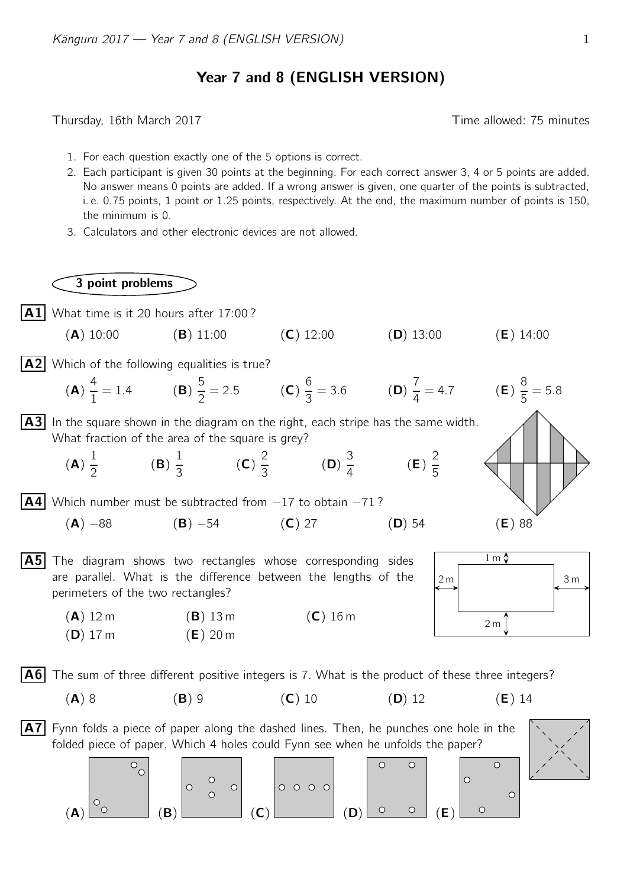# Year 7 and 8 (ENGLISH VERSION)

Thursday, 16th March 2017 Time allowed: 75 minutes

1. For each question exactly one of the 5 options is correct.
2. Each participant is given 30 points at the beginning. For each correct answer 3, 4 or 5 points are added. No answer means 0 points are added. If a wrong answer is given, one quarter of the points is subtracted, i. e. 0.75 points, 1 point or 1.25 points, respectively. At the end, the maximum number of points is 150, the minimum is 0.
3. Calculators and other electronic devices are not allowed.

## 3 point problems

**A1** What time is it 20 hours after 17:00 ?

(**A**) 10:00 (**B**) 11:00 (**C**) 12:00 (**D**) 13:00 (**E**) 14:00

**A2** Which of the following equalities is true?

(**A**) $\frac{4}{1} = 1.4$ (**B**) $\frac{5}{2} = 2.5$ (**C**) $\frac{6}{3} = 3.6$ (**D**) $\frac{7}{4} = 4.7$ (**E**) $\frac{8}{5} = 5.8$

**A3** In the square shown in the diagram on the right, each stripe has the same width. What fraction of the area of the square is grey?

(**A**) $\frac{1}{2}$ (**B**) $\frac{1}{3}$ (**C**) $\frac{2}{3}$ (**D**) $\frac{3}{4}$ (**E**) $\frac{2}{5}$

**A4** Which number must be subtracted from $-17$ to obtain $-71$ ?

(**A**) $-88$ (**B**) $-54$ (**C**) 27 (**D**) 54 (**E**) 88

**A5** The diagram shows two rectangles whose corresponding sides are parallel. What is the difference between the lengths of the perimeters of the two rectangles?

(**A**) 12 m (**B**) 13 m (**C**) 16 m
(**D**) 17 m (**E**) 20 m

**A6** The sum of three different positive integers is 7. What is the product of these three integers?

(**A**) 8 (**B**) 9 (**C**) 10 (**D**) 12 (**E**) 14

**A7** Fynn folds a piece of paper along the dashed lines. Then, he punches one hole in the folded piece of paper. Which 4 holes could Fynn see when he unfolds the paper?

(**A**) (**B**) (**C**) (**D**) (**E**)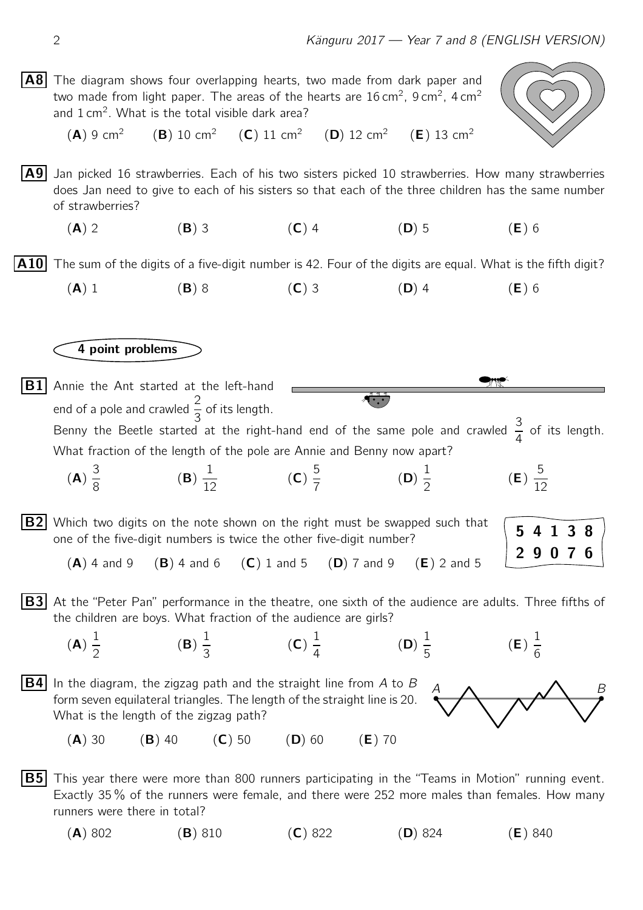**A8** The diagram shows four overlapping hearts, two made from dark paper and two made from light paper. The areas of the hearts are $16\,\text{cm}^2$, $9\,\text{cm}^2$, $4\,\text{cm}^2$ and $1\,\text{cm}^2$. What is the total visible dark area?

(**A**) 9 cm$^2$ (**B**) 10 cm$^2$ (**C**) 11 cm$^2$ (**D**) 12 cm$^2$ (**E**) 13 cm$^2$

**A9** Jan picked 16 strawberries. Each of his two sisters picked 10 strawberries. How many strawberries does Jan need to give to each of his sisters so that each of the three children has the same number of strawberries?

(**A**) 2 (**B**) 3 (**C**) 4 (**D**) 5 (**E**) 6

**A10** The sum of the digits of a five-digit number is 42. Four of the digits are equal. What is the fifth digit?

(**A**) 1 (**B**) 8 (**C**) 3 (**D**) 4 (**E**) 6

## 4 point problems

**B1** Annie the Ant started at the left-hand end of a pole and crawled $\frac{2}{3}$ of its length. Benny the Beetle started at the right-hand end of the same pole and crawled $\frac{3}{4}$ of its length. What fraction of the length of the pole are Annie and Benny now apart?

(**A**) $\frac{3}{8}$ (**B**) $\frac{1}{12}$ (**C**) $\frac{5}{7}$ (**D**) $\frac{1}{2}$ (**E**) $\frac{5}{12}$

**B2** Which two digits on the note shown on the right must be swapped such that one of the five-digit numbers is twice the other five-digit number?

**5 4 1 3 8**
**2 9 0 7 6**

(**A**) 4 and 9 (**B**) 4 and 6 (**C**) 1 and 5 (**D**) 7 and 9 (**E**) 2 and 5

**B3** At the "Peter Pan" performance in the theatre, one sixth of the audience are adults. Three fifths of the children are boys. What fraction of the audience are girls?

(**A**) $\frac{1}{2}$ (**B**) $\frac{1}{3}$ (**C**) $\frac{1}{4}$ (**D**) $\frac{1}{5}$ (**E**) $\frac{1}{6}$

**B4** In the diagram, the zigzag path and the straight line from $A$ to $B$ form seven equilateral triangles. The length of the straight line is 20. What is the length of the zigzag path?

(**A**) 30 (**B**) 40 (**C**) 50 (**D**) 60 (**E**) 70

**B5** This year there were more than 800 runners participating in the "Teams in Motion" running event. Exactly 35 % of the runners were female, and there were 252 more males than females. How many runners were there in total?

(**A**) 802 (**B**) 810 (**C**) 822 (**D**) 824 (**E**) 840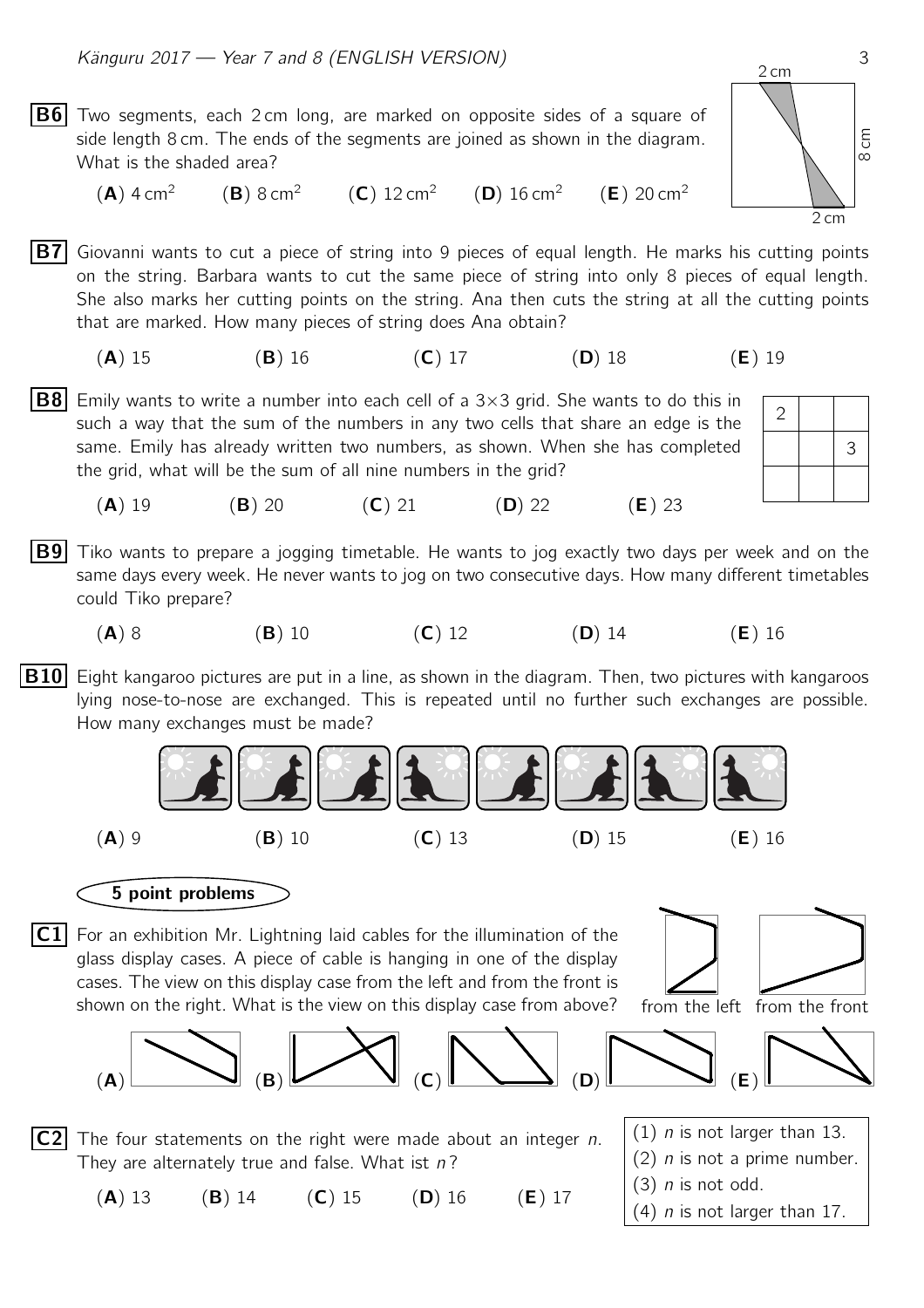**B6** Two segments, each 2 cm long, are marked on opposite sides of a square of side length 8 cm. The ends of the segments are joined as shown in the diagram. What is the shaded area?

(**A**) 4 cm$^2$ (**B**) 8 cm$^2$ (**C**) 12 cm$^2$ (**D**) 16 cm$^2$ (**E**) 20 cm$^2$

**B7** Giovanni wants to cut a piece of string into 9 pieces of equal length. He marks his cutting points on the string. Barbara wants to cut the same piece of string into only 8 pieces of equal length. She also marks her cutting points on the string. Ana then cuts the string at all the cutting points that are marked. How many pieces of string does Ana obtain?

(**A**) 15 (**B**) 16 (**C**) 17 (**D**) 18 (**E**) 19

**B8** Emily wants to write a number into each cell of a 3×3 grid. She wants to do this in such a way that the sum of the numbers in any two cells that share an edge is the same. Emily has already written two numbers, as shown. When she has completed the grid, what will be the sum of all nine numbers in the grid?

| 2 | | |
|---|---|---|
| | | 3 |
| | | |

(**A**) 19 (**B**) 20 (**C**) 21 (**D**) 22 (**E**) 23

**B9** Tiko wants to prepare a jogging timetable. He wants to jog exactly two days per week and on the same days every week. He never wants to jog on two consecutive days. How many different timetables could Tiko prepare?

(**A**) 8 (**B**) 10 (**C**) 12 (**D**) 14 (**E**) 16

**B10** Eight kangaroo pictures are put in a line, as shown in the diagram. Then, two pictures with kangaroos lying nose-to-nose are exchanged. This is repeated until no further such exchanges are possible. How many exchanges must be made?

(**A**) 9 (**B**) 10 (**C**) 13 (**D**) 15 (**E**) 16

## 5 point problems

**C1** For an exhibition Mr. Lightning laid cables for the illumination of the glass display cases. A piece of cable is hanging in one of the display cases. The view on this display case from the left and from the front is shown on the right. What is the view on this display case from above?

from the left from the front

(**A**) (**B**) (**C**) (**D**) (**E**)

**C2** The four statements on the right were made about an integer $n$. They are alternately true and false. What ist $n$?

(1) $n$ is not larger than 13.
(2) $n$ is not a prime number.
(3) $n$ is not odd.
(4) $n$ is not larger than 17.

(**A**) 13 (**B**) 14 (**C**) 15 (**D**) 16 (**E**) 17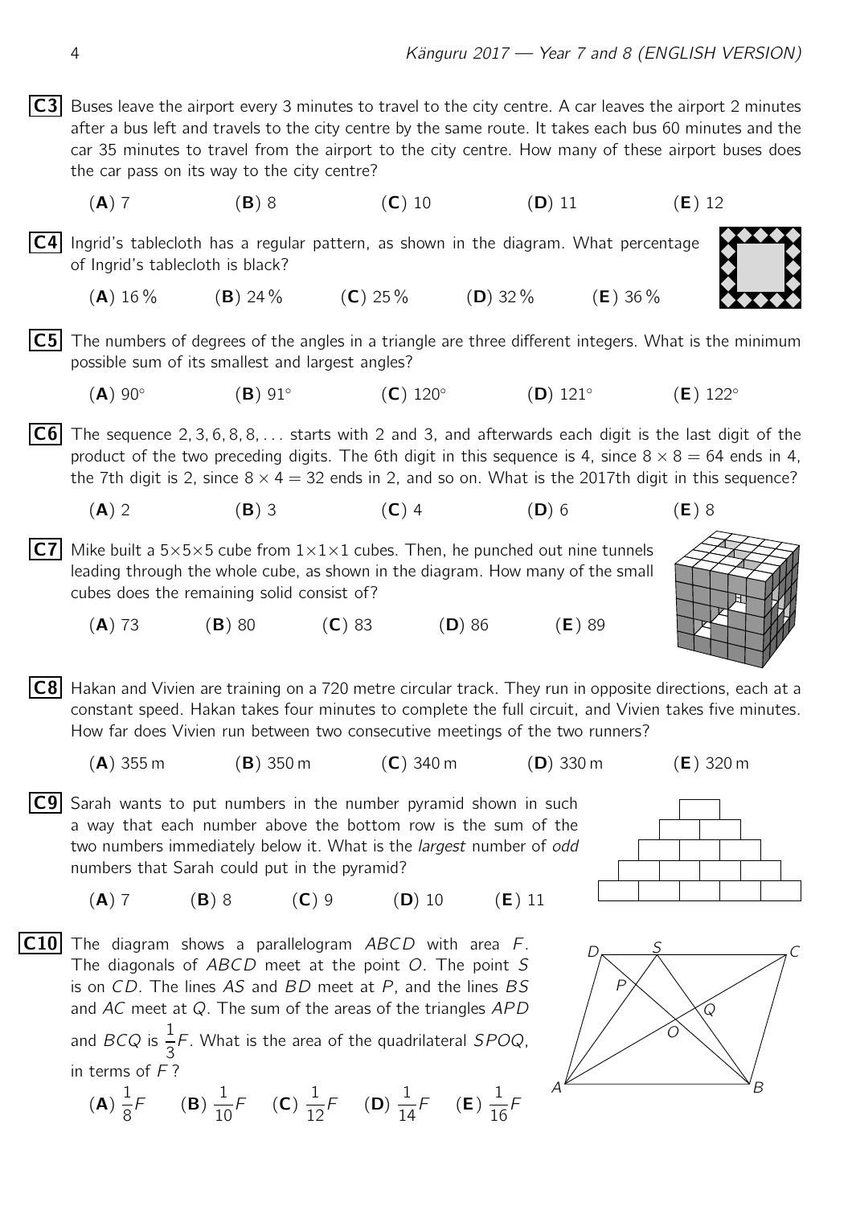**C3** Buses leave the airport every 3 minutes to travel to the city centre. A car leaves the airport 2 minutes after a bus left and travels to the city centre by the same route. It takes each bus 60 minutes and the car 35 minutes to travel from the airport to the city centre. How many of these airport buses does the car pass on its way to the city centre?

(**A**) 7 (**B**) 8 (**C**) 10 (**D**) 11 (**E**) 12

**C4** Ingrid's tablecloth has a regular pattern, as shown in the diagram. What percentage of Ingrid's tablecloth is black?

(**A**) 16 % (**B**) 24 % (**C**) 25 % (**D**) 32 % (**E**) 36 %

**C5** The numbers of degrees of the angles in a triangle are three different integers. What is the minimum possible sum of its smallest and largest angles?

(**A**) 90° (**B**) 91° (**C**) 120° (**D**) 121° (**E**) 122°

**C6** The sequence $2, 3, 6, 8, 8, \ldots$ starts with 2 and 3, and afterwards each digit is the last digit of the product of the two preceding digits. The 6th digit in this sequence is 4, since $8 \times 8 = 64$ ends in 4, the 7th digit is 2, since $8 \times 4 = 32$ ends in 2, and so on. What is the 2017th digit in this sequence?

(**A**) 2 (**B**) 3 (**C**) 4 (**D**) 6 (**E**) 8

**C7** Mike built a $5 \times 5 \times 5$ cube from $1 \times 1 \times 1$ cubes. Then, he punched out nine tunnels leading through the whole cube, as shown in the diagram. How many of the small cubes does the remaining solid consist of?

(**A**) 73 (**B**) 80 (**C**) 83 (**D**) 86 (**E**) 89

**C8** Hakan and Vivien are training on a 720 metre circular track. They run in opposite directions, each at a constant speed. Hakan takes four minutes to complete the full circuit, and Vivien takes five minutes. How far does Vivien run between two consecutive meetings of the two runners?

(**A**) 355 m (**B**) 350 m (**C**) 340 m (**D**) 330 m (**E**) 320 m

**C9** Sarah wants to put numbers in the number pyramid shown in such a way that each number above the bottom row is the sum of the two numbers immediately below it. What is the *largest* number of *odd* numbers that Sarah could put in the pyramid?

(**A**) 7 (**B**) 8 (**C**) 9 (**D**) 10 (**E**) 11

**C10** The diagram shows a parallelogram $ABCD$ with area $F$. The diagonals of $ABCD$ meet at the point $O$. The point $S$ is on $CD$. The lines $AS$ and $BD$ meet at $P$, and the lines $BS$ and $AC$ meet at $Q$. The sum of the areas of the triangles $APD$ and $BCQ$ is $\frac{1}{3}F$. What is the area of the quadrilateral $SPOQ$, in terms of $F$?

(**A**) $\frac{1}{8}F$ (**B**) $\frac{1}{10}F$ (**C**) $\frac{1}{12}F$ (**D**) $\frac{1}{14}F$ (**E**) $\frac{1}{16}F$